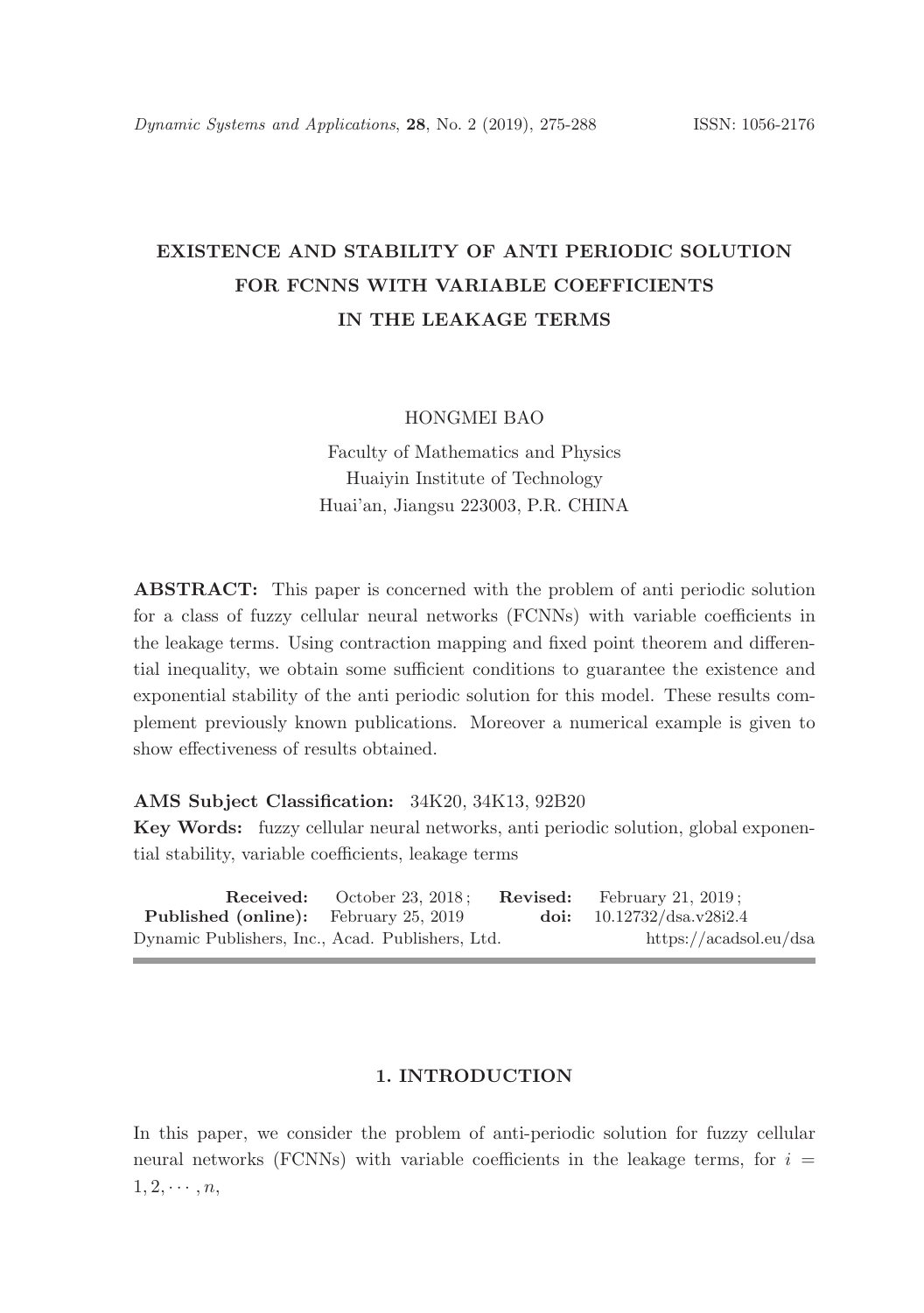# EXISTENCE AND STABILITY OF ANTI PERIODIC SOLUTION FOR FCNNS WITH VARIABLE COEFFICIENTS IN THE LEAKAGE TERMS

HONGMEI BAO

Faculty of Mathematics and Physics
Huaiyin Institute of Technology
Huai'an, Jiangsu 223003, P.R. CHINA

**ABSTRACT:** This paper is concerned with the problem of anti periodic solution for a class of fuzzy cellular neural networks (FCNNs) with variable coefficients in the leakage terms. Using contraction mapping and fixed point theorem and differential inequality, we obtain some sufficient conditions to guarantee the existence and exponential stability of the anti periodic solution for this model. These results complement previously known publications. Moreover a numerical example is given to show effectiveness of results obtained.

**AMS Subject Classification:** 34K20, 34K13, 92B20

**Key Words:** fuzzy cellular neural networks, anti periodic solution, global exponential stability, variable coefficients, leakage terms

| | | | |
|---|---|---|---|
| **Received:** | October 23, 2018 ; | **Revised:** | February 21, 2019 ; |
| **Published (online):** | February 25, 2019 | **doi:** | 10.12732/dsa.v28i2.4 |

Dynamic Publishers, Inc., Acad. Publishers, Ltd. https://acadsol.eu/dsa

## 1. INTRODUCTION

In this paper, we consider the problem of anti-periodic solution for fuzzy cellular neural networks (FCNNs) with variable coefficients in the leakage terms, for $i = 1, 2, \cdots, n$,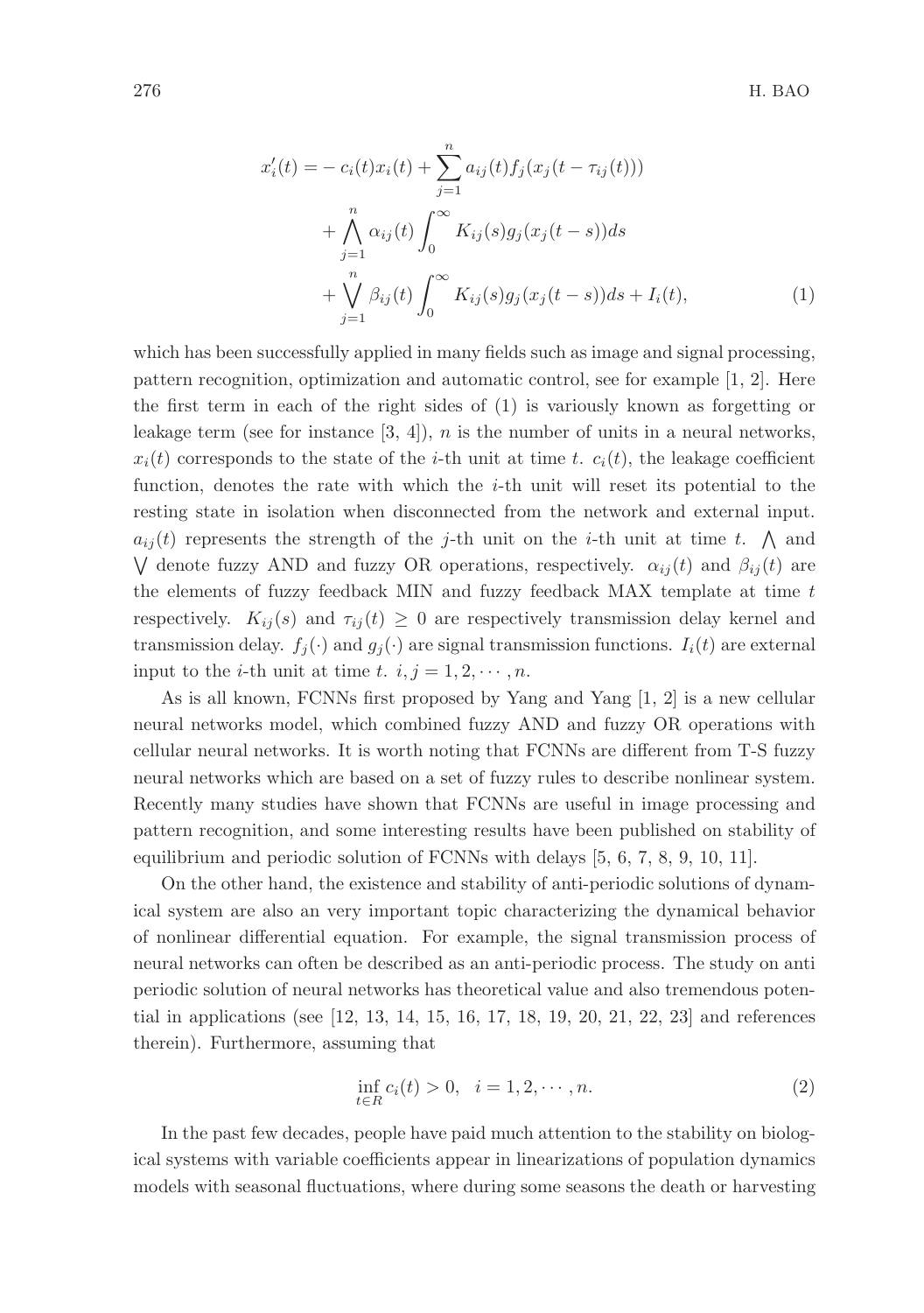$$
\begin{aligned}
x_i'(t) = & -c_i(t)x_i(t) + \sum_{j=1}^{n} a_{ij}(t) f_j(x_j(t-\tau_{ij}(t))) \\
& + \bigwedge_{j=1}^{n} \alpha_{ij}(t) \int_0^\infty K_{ij}(s) g_j(x_j(t-s))ds \\
& + \bigvee_{j=1}^{n} \beta_{ij}(t) \int_0^\infty K_{ij}(s) g_j(x_j(t-s))ds + I_i(t),
\end{aligned} \tag{1}
$$

which has been successfully applied in many fields such as image and signal processing, pattern recognition, optimization and automatic control, see for example [1, 2]. Here the first term in each of the right sides of (1) is variously known as forgetting or leakage term (see for instance [3, 4]), $n$ is the number of units in a neural networks, $x_i(t)$ corresponds to the state of the $i$-th unit at time $t$. $c_i(t)$, the leakage coefficient function, denotes the rate with which the $i$-th unit will reset its potential to the resting state in isolation when disconnected from the network and external input. $a_{ij}(t)$ represents the strength of the $j$-th unit on the $i$-th unit at time $t$. $\bigwedge$ and $\bigvee$ denote fuzzy AND and fuzzy OR operations, respectively. $\alpha_{ij}(t)$ and $\beta_{ij}(t)$ are the elements of fuzzy feedback MIN and fuzzy feedback MAX template at time $t$ respectively. $K_{ij}(s)$ and $\tau_{ij}(t) \geq 0$ are respectively transmission delay kernel and transmission delay. $f_j(\cdot)$ and $g_j(\cdot)$ are signal transmission functions. $I_i(t)$ are external input to the $i$-th unit at time $t$. $i, j = 1, 2, \cdots, n$.

As is all known, FCNNs first proposed by Yang and Yang [1, 2] is a new cellular neural networks model, which combined fuzzy AND and fuzzy OR operations with cellular neural networks. It is worth noting that FCNNs are different from T-S fuzzy neural networks which are based on a set of fuzzy rules to describe nonlinear system. Recently many studies have shown that FCNNs are useful in image processing and pattern recognition, and some interesting results have been published on stability of equilibrium and periodic solution of FCNNs with delays [5, 6, 7, 8, 9, 10, 11].

On the other hand, the existence and stability of anti-periodic solutions of dynamical system are also an very important topic characterizing the dynamical behavior of nonlinear differential equation. For example, the signal transmission process of neural networks can often be described as an anti-periodic process. The study on anti periodic solution of neural networks has theoretical value and also tremendous potential in applications (see [12, 13, 14, 15, 16, 17, 18, 19, 20, 21, 22, 23] and references therein). Furthermore, assuming that

$$
\inf_{t \in R} c_i(t) > 0, \quad i = 1, 2, \cdots, n. \tag{2}
$$

In the past few decades, people have paid much attention to the stability on biological systems with variable coefficients appear in linearizations of population dynamics models with seasonal fluctuations, where during some seasons the death or harvesting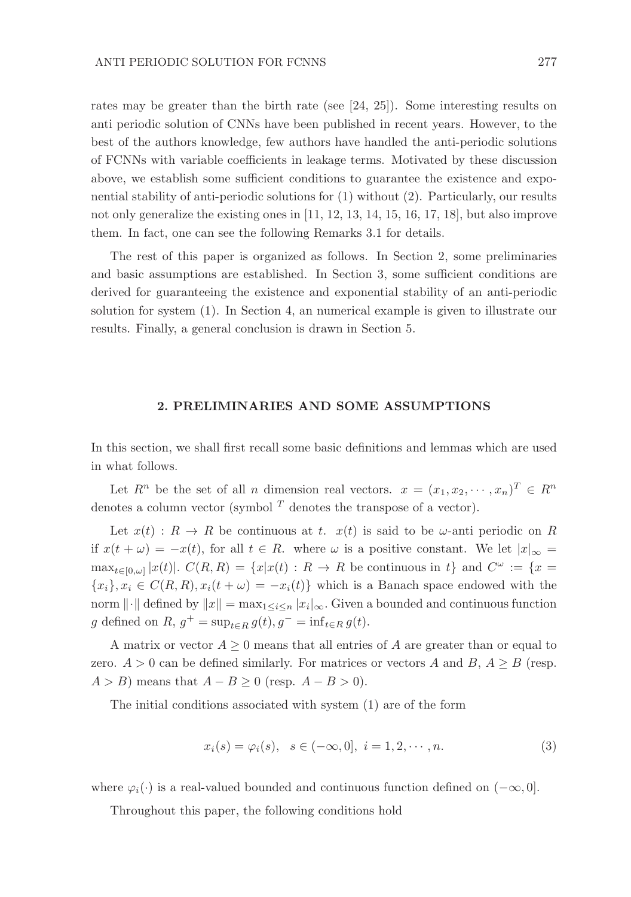rates may be greater than the birth rate (see [24, 25]). Some interesting results on anti periodic solution of CNNs have been published in recent years. However, to the best of the authors knowledge, few authors have handled the anti-periodic solutions of FCNNs with variable coefficients in leakage terms. Motivated by these discussion above, we establish some sufficient conditions to guarantee the existence and exponential stability of anti-periodic solutions for (1) without (2). Particularly, our results not only generalize the existing ones in [11, 12, 13, 14, 15, 16, 17, 18], but also improve them. In fact, one can see the following Remarks 3.1 for details.

The rest of this paper is organized as follows. In Section 2, some preliminaries and basic assumptions are established. In Section 3, some sufficient conditions are derived for guaranteeing the existence and exponential stability of an anti-periodic solution for system (1). In Section 4, an numerical example is given to illustrate our results. Finally, a general conclusion is drawn in Section 5.

## 2. PRELIMINARIES AND SOME ASSUMPTIONS

In this section, we shall first recall some basic definitions and lemmas which are used in what follows.

Let $R^n$ be the set of all $n$ dimension real vectors. $x = (x_1, x_2, \cdots, x_n)^T \in R^n$ denotes a column vector (symbol $^T$ denotes the transpose of a vector).

Let $x(t) : R \to R$ be continuous at $t$. $x(t)$ is said to be $\omega$-anti periodic on $R$ if $x(t + \omega) = -x(t)$, for all $t \in R$. where $\omega$ is a positive constant. We let $|x|_\infty = \max_{t\in[0,\omega]} |x(t)|$. $C(R, R) = \{x|x(t) : R \to R$ be continuous in $t\}$ and $C^\omega := \{x = \{x_i\}, x_i \in C(R, R), x_i(t + \omega) = -x_i(t)\}$ which is a Banach space endowed with the norm $\|\cdot\|$ defined by $\|x\| = \max_{1\leq i\leq n} |x_i|_\infty$. Given a bounded and continuous function $g$ defined on $R$, $g^+ = \sup_{t\in R} g(t), g^- = \inf_{t\in R} g(t)$.

A matrix or vector $A \geq 0$ means that all entries of $A$ are greater than or equal to zero. $A > 0$ can be defined similarly. For matrices or vectors $A$ and $B$, $A \geq B$ (resp. $A > B$) means that $A - B \geq 0$ (resp. $A - B > 0$).

The initial conditions associated with system (1) are of the form

$$x_i(s) = \varphi_i(s), \quad s \in (-\infty, 0], \ i = 1, 2, \cdots, n. \tag{3}$$

where $\varphi_i(\cdot)$ is a real-valued bounded and continuous function defined on $(-\infty, 0]$.

Throughout this paper, the following conditions hold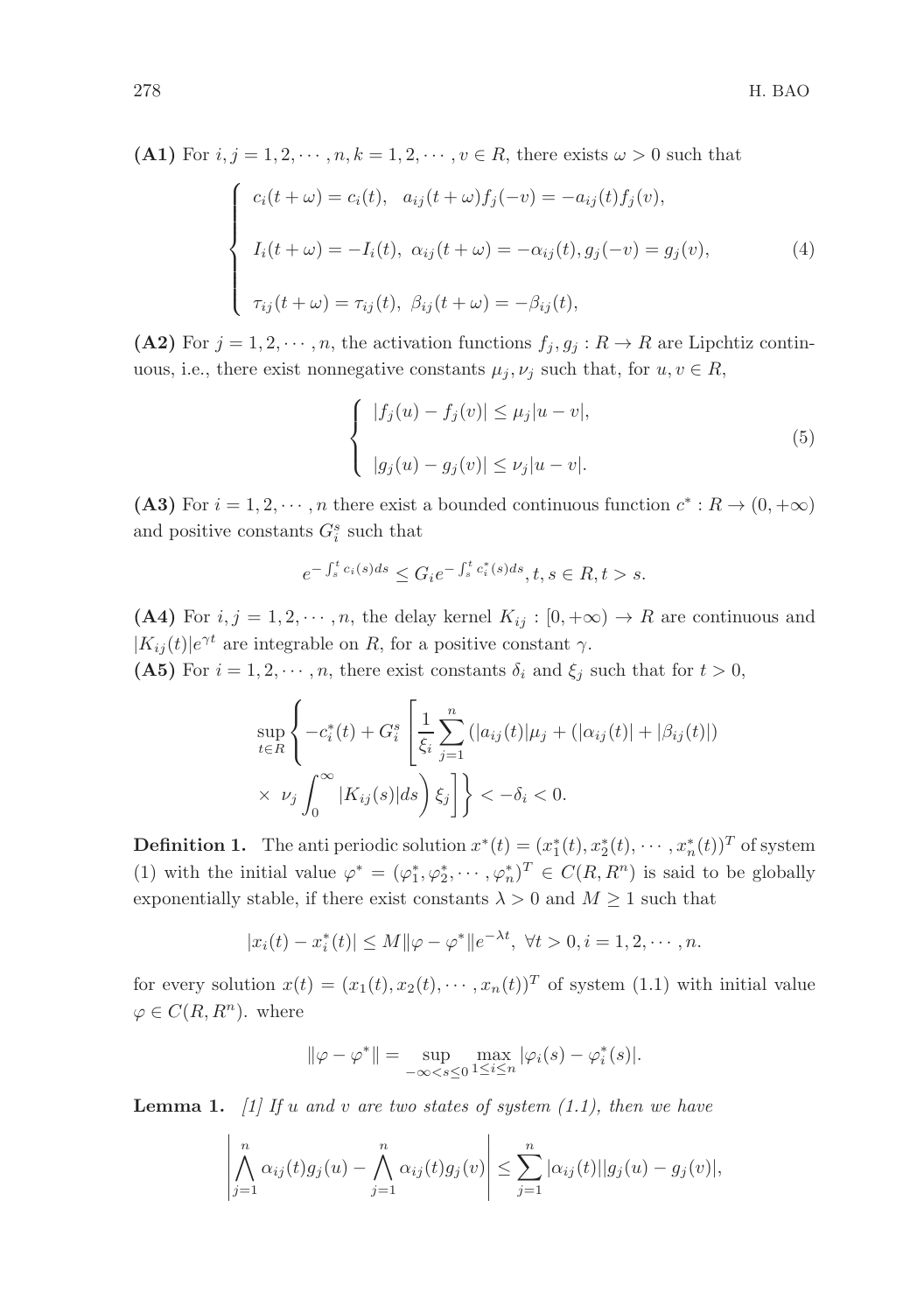**(A1)** For $i, j = 1, 2, \cdots, n, k = 1, 2, \cdots, v \in R$, there exists $\omega > 0$ such that

$$
\begin{cases}
c_i(t+\omega) = c_i(t), \quad a_{ij}(t+\omega)f_j(-v) = -a_{ij}(t)f_j(v), \\
I_i(t+\omega) = -I_i(t), \;\; \alpha_{ij}(t+\omega) = -\alpha_{ij}(t), g_j(-v) = g_j(v), \\
\tau_{ij}(t+\omega) = \tau_{ij}(t), \;\; \beta_{ij}(t+\omega) = -\beta_{ij}(t),
\end{cases} \tag{4}
$$

**(A2)** For $j = 1, 2, \cdots, n$, the activation functions $f_j, g_j : R \to R$ are Lipchtiz continuous, i.e., there exist nonnegative constants $\mu_j, \nu_j$ such that, for $u, v \in R$,

$$
\begin{cases}
|f_j(u) - f_j(v)| \leq \mu_j |u - v|, \\
|g_j(u) - g_j(v)| \leq \nu_j |u - v|.
\end{cases} \tag{5}
$$

**(A3)** For $i = 1, 2, \cdots, n$ there exist a bounded continuous function $c^* : R \to (0, +\infty)$ and positive constants $G_i^s$ such that

$$
e^{-\int_s^t c_i(s)ds} \leq G_i e^{-\int_s^t c_i^*(s)ds}, t, s \in R, t > s.
$$

**(A4)** For $i, j = 1, 2, \cdots, n$, the delay kernel $K_{ij} : [0, +\infty) \to R$ are continuous and $|K_{ij}(t)|e^{\gamma t}$ are integrable on $R$, for a positive constant $\gamma$.

**(A5)** For $i = 1, 2, \cdots, n$, there exist constants $\delta_i$ and $\xi_j$ such that for $t > 0$,

$$
\begin{aligned}
&\sup_{t \in R} \left\{ -c_i^*(t) + G_i^s \left[ \frac{1}{\xi_i} \sum_{j=1}^n (|a_{ij}(t)|\mu_j + (|\alpha_{ij}(t)| + |\beta_{ij}(t)|) \right. \right. \\
&\left. \left. \times \;\; \nu_j \int_0^\infty |K_{ij}(s)|ds \right) \xi_j \right] \Bigg\} < -\delta_i < 0.
\end{aligned}
$$

**Definition 1.** The anti periodic solution $x^*(t) = (x_1^*(t), x_2^*(t), \cdots, x_n^*(t))^T$ of system (1) with the initial value $\varphi^* = (\varphi_1^*, \varphi_2^*, \cdots, \varphi_n^*)^T \in C(R, R^n)$ is said to be globally exponentially stable, if there exist constants $\lambda > 0$ and $M \geq 1$ such that

$$
|x_i(t) - x_i^*(t)| \leq M \|\varphi - \varphi^*\| e^{-\lambda t}, \;\; \forall t > 0, i = 1, 2, \cdots, n.
$$

for every solution $x(t) = (x_1(t), x_2(t), \cdots, x_n(t))^T$ of system (1.1) with initial value $\varphi \in C(R, R^n)$. where

$$
\|\varphi - \varphi^*\| = \sup_{-\infty < s \leq 0} \max_{1 \leq i \leq n} |\varphi_i(s) - \varphi_i^*(s)|.
$$

**Lemma 1.** *[1] If $u$ and $v$ are two states of system (1.1), then we have*

$$
\left| \bigwedge_{j=1}^n \alpha_{ij}(t) g_j(u) - \bigwedge_{j=1}^n \alpha_{ij}(t) g_j(v) \right| \leq \sum_{j=1}^n |\alpha_{ij}(t)| |g_j(u) - g_j(v)|,
$$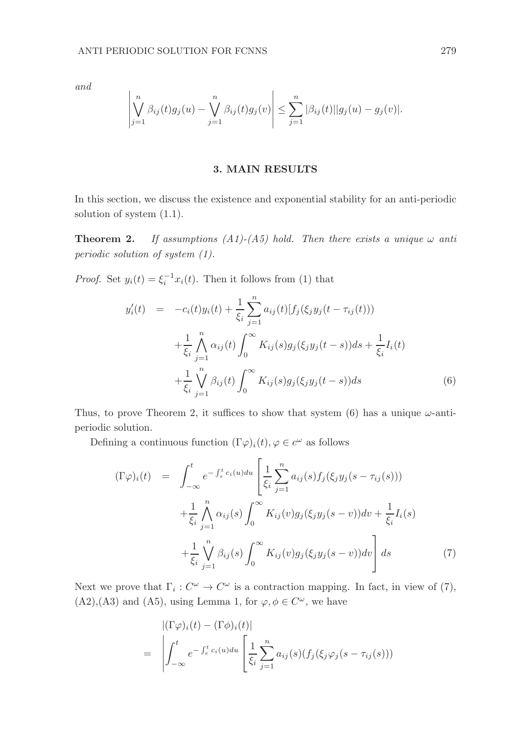*and*

$$\left|\bigvee_{j=1}^{n} \beta_{ij}(t)g_j(u) - \bigvee_{j=1}^{n} \beta_{ij}(t)g_j(v)\right| \leq \sum_{j=1}^{n} |\beta_{ij}(t)||g_j(u) - g_j(v)|.$$

## 3. MAIN RESULTS

In this section, we discuss the existence and exponential stability for an anti-periodic solution of system (1.1).

**Theorem 2.** *If assumptions (A1)-(A5) hold. Then there exists a unique $\omega$ anti periodic solution of system (1).*

*Proof.* Set $y_i(t) = \xi_i^{-1} x_i(t)$. Then it follows from (1) that

$$\begin{aligned}
y_i'(t) &= -c_i(t)y_i(t) + \frac{1}{\xi_i}\sum_{j=1}^{n} a_{ij}(t)[f_j(\xi_j y_j(t - \tau_{ij}(t))) \\
&\quad + \frac{1}{\xi_i}\bigwedge_{j=1}^{n} \alpha_{ij}(t)\int_0^\infty K_{ij}(s)g_j(\xi_j y_j(t-s))ds + \frac{1}{\xi_i}I_i(t) \\
&\quad + \frac{1}{\xi_i}\bigvee_{j=1}^{n} \beta_{ij}(t)\int_0^\infty K_{ij}(s)g_j(\xi_j y_j(t-s))ds \qquad (6)
\end{aligned}$$

Thus, to prove Theorem 2, it suffices to show that system (6) has a unique $\omega$-anti-periodic solution.

Defining a continuous function $(\Gamma\varphi)_i(t), \varphi \in c^\omega$ as follows

$$\begin{aligned}
(\Gamma\varphi)_i(t) &= \int_{-\infty}^{t} e^{-\int_s^t c_i(u)du}\left[\frac{1}{\xi_i}\sum_{j=1}^{n} a_{ij}(s)f_j(\xi_j y_j(s - \tau_{ij}(s)))\right. \\
&\quad + \frac{1}{\xi_i}\bigwedge_{j=1}^{n} \alpha_{ij}(s)\int_0^\infty K_{ij}(v)g_j(\xi_j y_j(s-v))dv + \frac{1}{\xi_i}I_i(s) \\
&\quad \left. + \frac{1}{\xi_i}\bigvee_{j=1}^{n} \beta_{ij}(s)\int_0^\infty K_{ij}(v)g_j(\xi_j y_j(s-v))dv\right] ds \qquad (7)
\end{aligned}$$

Next we prove that $\Gamma_i : C^\omega \to C^\omega$ is a contraction mapping. In fact, in view of (7), (A2),(A3) and (A5), using Lemma 1, for $\varphi, \phi \in C^\omega$, we have

$$\begin{aligned}
&|(\Gamma\varphi)_i(t) - (\Gamma\phi)_i(t)| \\
&= \left|\int_{-\infty}^{t} e^{-\int_s^t c_i(u)du}\left[\frac{1}{\xi_i}\sum_{j=1}^{n} a_{ij}(s)(f_j(\xi_j \varphi_j(s - \tau_{ij}(s)))\right.\right.
\end{aligned}$$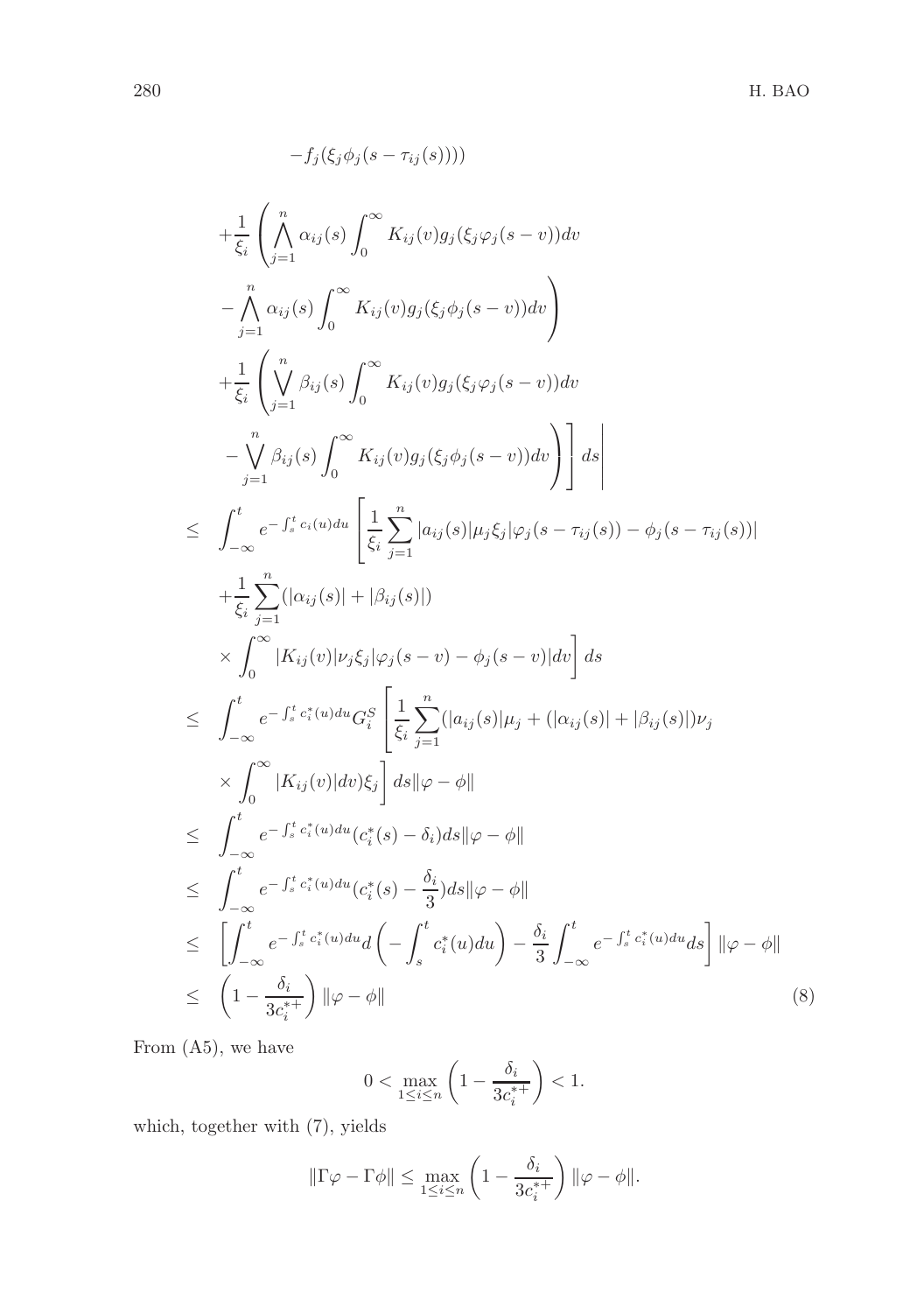$$
\begin{aligned}
& -f_j(\xi_j\phi_j(s-\tau_{ij}(s))))\\
& +\frac{1}{\xi_i}\left(\bigwedge_{j=1}^{n}\alpha_{ij}(s)\int_0^\infty K_{ij}(v)g_j(\xi_j\varphi_j(s-v))dv\right.\\
& \left.-\bigwedge_{j=1}^{n}\alpha_{ij}(s)\int_0^\infty K_{ij}(v)g_j(\xi_j\phi_j(s-v))dv\right)\\
& +\frac{1}{\xi_i}\left(\bigvee_{j=1}^{n}\beta_{ij}(s)\int_0^\infty K_{ij}(v)g_j(\xi_j\varphi_j(s-v))dv\right.\\
& \left.\left.\left.-\bigvee_{j=1}^{n}\beta_{ij}(s)\int_0^\infty K_{ij}(v)g_j(\xi_j\phi_j(s-v))dv\right)\right] ds\right|\\
\leq\ & \int_{-\infty}^{t} e^{-\int_s^t c_i(u)du}\left[\frac{1}{\xi_i}\sum_{j=1}^{n}|a_{ij}(s)|\mu_j\xi_j|\varphi_j(s-\tau_{ij}(s))-\phi_j(s-\tau_{ij}(s))|\right.\\
& +\frac{1}{\xi_i}\sum_{j=1}^{n}(|\alpha_{ij}(s)|+|\beta_{ij}(s)|)\\
& \left.\times\int_0^\infty |K_{ij}(v)|\nu_j\xi_j|\varphi_j(s-v)-\phi_j(s-v)|dv\right] ds\\
\leq\ & \int_{-\infty}^{t} e^{-\int_s^t c_i^*(u)du}G_i^S\left[\frac{1}{\xi_i}\sum_{j=1}^{n}(|a_{ij}(s)|\mu_j+(|\alpha_{ij}(s)|+|\beta_{ij}(s)|)\nu_j\right.\\
& \left.\times\int_0^\infty |K_{ij}(v)|dv)\xi_j\right] ds\|\varphi-\phi\|\\
\leq\ & \int_{-\infty}^{t} e^{-\int_s^t c_i^*(u)du}(c_i^*(s)-\delta_i)ds\|\varphi-\phi\|\\
\leq\ & \int_{-\infty}^{t} e^{-\int_s^t c_i^*(u)du}(c_i^*(s)-\frac{\delta_i}{3})ds\|\varphi-\phi\|\\
\leq\ & \left[\int_{-\infty}^{t} e^{-\int_s^t c_i^*(u)du}d\left(-\int_s^t c_i^*(u)du\right)-\frac{\delta_i}{3}\int_{-\infty}^{t} e^{-\int_s^t c_i^*(u)du}ds\right]\|\varphi-\phi\|\\
\leq\ & \left(1-\frac{\delta_i}{3c_i^{*+}}\right)\|\varphi-\phi\| \qquad (8)
\end{aligned}
$$

From (A5), we have

$$
0<\max_{1\leq i\leq n}\left(1-\frac{\delta_i}{3c_i^{*+}}\right)<1.
$$

which, together with (7), yields

$$
\|\Gamma\varphi-\Gamma\phi\|\leq\max_{1\leq i\leq n}\left(1-\frac{\delta_i}{3c_i^{*+}}\right)\|\varphi-\phi\|.
$$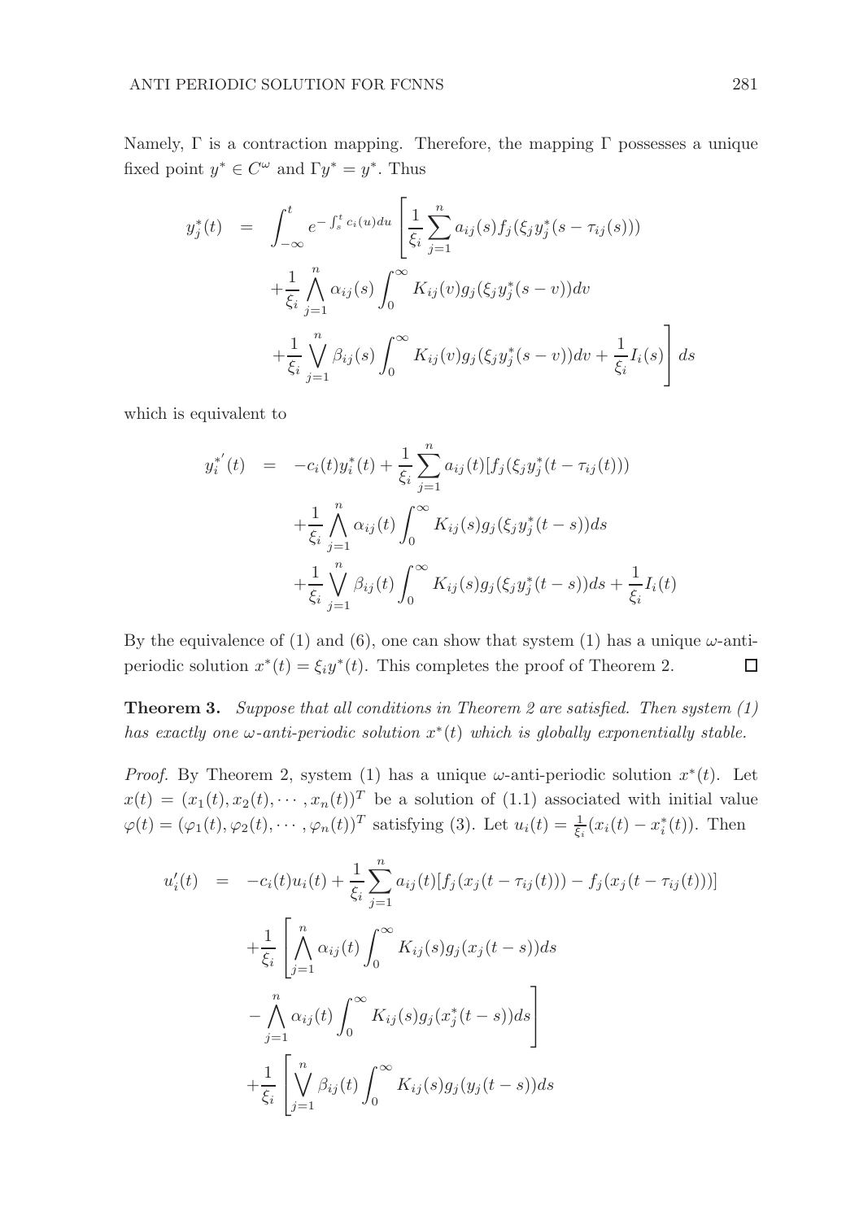Namely, $\Gamma$ is a contraction mapping. Therefore, the mapping $\Gamma$ possesses a unique fixed point $y^* \in C^\omega$ and $\Gamma y^* = y^*$. Thus

$$
\begin{aligned}
y_j^*(t) &= \int_{-\infty}^{t} e^{-\int_s^t c_i(u)du} \Bigg[ \frac{1}{\xi_i} \sum_{j=1}^{n} a_{ij}(s) f_j(\xi_j y_j^*(s - \tau_{ij}(s))) \\
&\quad + \frac{1}{\xi_i} \bigwedge_{j=1}^{n} \alpha_{ij}(s) \int_0^\infty K_{ij}(v) g_j(\xi_j y_j^*(s-v)) dv \\
&\quad + \frac{1}{\xi_i} \bigvee_{j=1}^{n} \beta_{ij}(s) \int_0^\infty K_{ij}(v) g_j(\xi_j y_j^*(s-v)) dv + \frac{1}{\xi_i} I_i(s) \Bigg] ds
\end{aligned}
$$

which is equivalent to

$$
\begin{aligned}
y_i^{*'}(t) &= -c_i(t) y_i^*(t) + \frac{1}{\xi_i} \sum_{j=1}^{n} a_{ij}(t) [f_j(\xi_j y_j^*(t - \tau_{ij}(t))) \\
&\quad + \frac{1}{\xi_i} \bigwedge_{j=1}^{n} \alpha_{ij}(t) \int_0^\infty K_{ij}(s) g_j(\xi_j y_j^*(t-s)) ds \\
&\quad + \frac{1}{\xi_i} \bigvee_{j=1}^{n} \beta_{ij}(t) \int_0^\infty K_{ij}(s) g_j(\xi_j y_j^*(t-s)) ds + \frac{1}{\xi_i} I_i(t)
\end{aligned}
$$

By the equivalence of (1) and (6), one can show that system (1) has a unique $\omega$-anti-periodic solution $x^*(t) = \xi_i y^*(t)$. This completes the proof of Theorem 2. $\square$

**Theorem 3.** *Suppose that all conditions in Theorem 2 are satisfied. Then system (1) has exactly one $\omega$-anti-periodic solution $x^*(t)$ which is globally exponentially stable.*

*Proof.* By Theorem 2, system (1) has a unique $\omega$-anti-periodic solution $x^*(t)$. Let $x(t) = (x_1(t), x_2(t), \cdots, x_n(t))^T$ be a solution of (1.1) associated with initial value $\varphi(t) = (\varphi_1(t), \varphi_2(t), \cdots, \varphi_n(t))^T$ satisfying (3). Let $u_i(t) = \frac{1}{\xi_i}(x_i(t) - x_i^*(t))$. Then

$$
\begin{aligned}
u_i'(t) &= -c_i(t) u_i(t) + \frac{1}{\xi_i} \sum_{j=1}^{n} a_{ij}(t) [f_j(x_j(t - \tau_{ij}(t))) - f_j(x_j(t - \tau_{ij}(t)))] \\
&\quad + \frac{1}{\xi_i} \Bigg[ \bigwedge_{j=1}^{n} \alpha_{ij}(t) \int_0^\infty K_{ij}(s) g_j(x_j(t-s)) ds \\
&\quad - \bigwedge_{j=1}^{n} \alpha_{ij}(t) \int_0^\infty K_{ij}(s) g_j(x_j^*(t-s)) ds \Bigg] \\
&\quad + \frac{1}{\xi_i} \Bigg[ \bigvee_{j=1}^{n} \beta_{ij}(t) \int_0^\infty K_{ij}(s) g_j(y_j(t-s)) ds
\end{aligned}
$$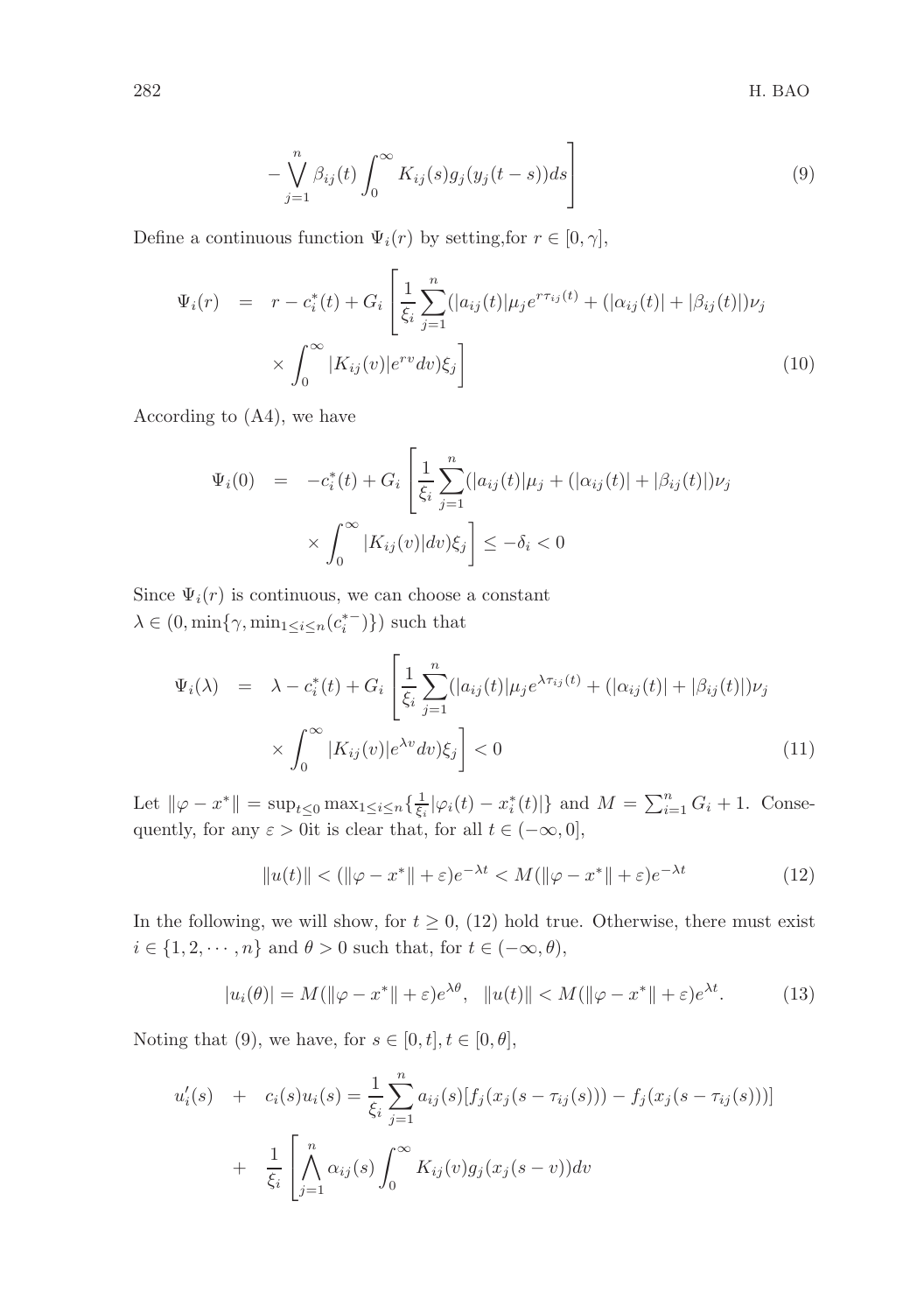$$- \bigvee_{j=1}^{n} \beta_{ij}(t) \int_0^\infty K_{ij}(s) g_j(y_j(t-s)) ds \Bigg] \tag{9}$$

Define a continuous function $\Psi_i(r)$ by setting,for $r \in [0, \gamma]$,

$$\begin{aligned} \Psi_i(r) &= r - c_i^*(t) + G_i \left[ \frac{1}{\xi_i} \sum_{j=1}^{n} (|a_{ij}(t)| \mu_j e^{r\tau_{ij}(t)} + (|\alpha_{ij}(t)| + |\beta_{ij}(t)|) \nu_j \right. \\ & \quad \left. \times \int_0^\infty |K_{ij}(v)| e^{rv} dv) \xi_j \right] \end{aligned} \tag{10}$$

According to (A4), we have

$$\begin{aligned} \Psi_i(0) &= -c_i^*(t) + G_i \left[ \frac{1}{\xi_i} \sum_{j=1}^{n} (|a_{ij}(t)| \mu_j + (|\alpha_{ij}(t)| + |\beta_{ij}(t)|) \nu_j \right. \\ & \quad \left. \times \int_0^\infty |K_{ij}(v)| dv) \xi_j \right] \leq -\delta_i < 0 \end{aligned}$$

Since $\Psi_i(r)$ is continuous, we can choose a constant $\lambda \in (0, \min\{\gamma, \min_{1 \leq i \leq n}(c_i^{*-})\})$ such that

$$\begin{aligned} \Psi_i(\lambda) &= \lambda - c_i^*(t) + G_i \left[ \frac{1}{\xi_i} \sum_{j=1}^{n} (|a_{ij}(t)| \mu_j e^{\lambda\tau_{ij}(t)} + (|\alpha_{ij}(t)| + |\beta_{ij}(t)|) \nu_j \right. \\ & \quad \left. \times \int_0^\infty |K_{ij}(v)| e^{\lambda v} dv) \xi_j \right] < 0 \end{aligned} \tag{11}$$

Let $\|\varphi - x^*\| = \sup_{t \leq 0} \max_{1 \leq i \leq n} \{ \frac{1}{\xi_i} |\varphi_i(t) - x_i^*(t)| \}$ and $M = \sum_{i=1}^{n} G_i + 1$. Consequently, for any $\varepsilon > 0$it is clear that, for all $t \in (-\infty, 0]$,

$$\|u(t)\| < (\|\varphi - x^*\| + \varepsilon) e^{-\lambda t} < M(\|\varphi - x^*\| + \varepsilon) e^{-\lambda t} \tag{12}$$

In the following, we will show, for $t \geq 0$, (12) hold true. Otherwise, there must exist $i \in \{1, 2, \cdots, n\}$ and $\theta > 0$ such that, for $t \in (-\infty, \theta)$,

$$|u_i(\theta)| = M(\|\varphi - x^*\| + \varepsilon) e^{\lambda\theta}, \quad \|u(t)\| < M(\|\varphi - x^*\| + \varepsilon) e^{\lambda t}. \tag{13}$$

Noting that (9), we have, for $s \in [0, t], t \in [0, \theta]$,

$$\begin{aligned} u_i'(s) &+ c_i(s) u_i(s) = \frac{1}{\xi_i} \sum_{j=1}^{n} a_{ij}(s) [f_j(x_j(s - \tau_{ij}(s))) - f_j(x_j(s - \tau_{ij}(s)))] \\ &+ \frac{1}{\xi_i} \left[ \bigwedge_{j=1}^{n} \alpha_{ij}(s) \int_0^\infty K_{ij}(v) g_j(x_j(s-v)) dv \right. \end{aligned}$$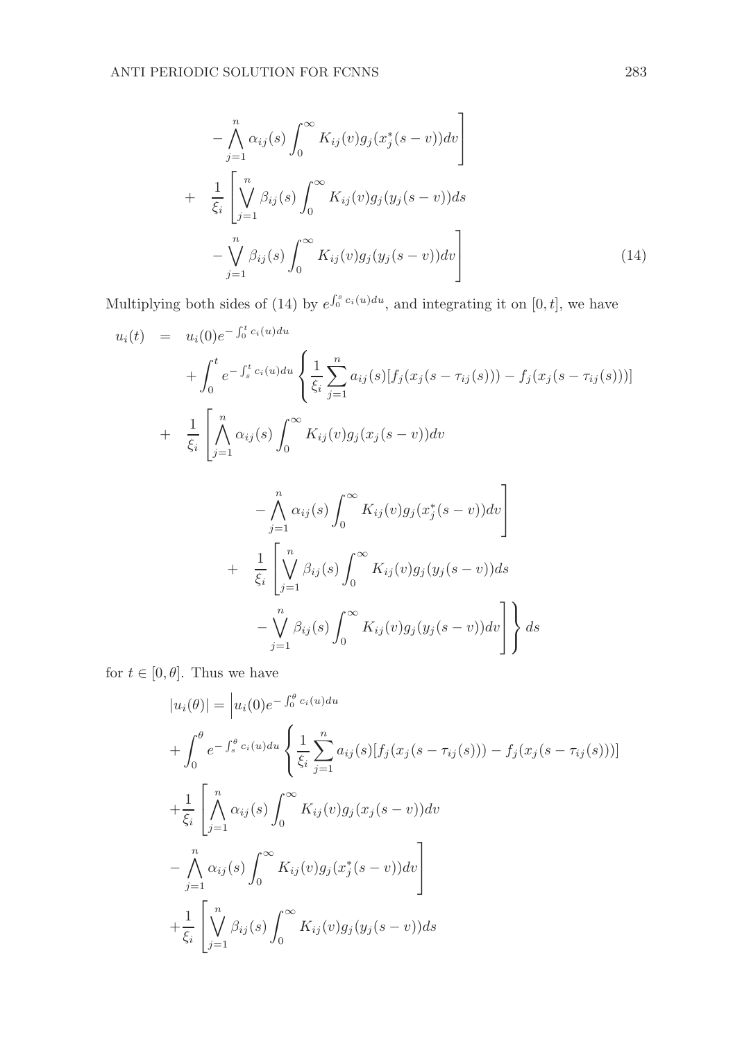$$
\begin{aligned}
& - \bigwedge_{j=1}^{n} \alpha_{ij}(s) \int_0^\infty K_{ij}(v) g_j(x_j^*(s-v)) dv \Bigg] \\
& + \quad \frac{1}{\xi_i} \Bigg[ \bigvee_{j=1}^{n} \beta_{ij}(s) \int_0^\infty K_{ij}(v) g_j(y_j(s-v)) ds \\
& - \bigvee_{j=1}^{n} \beta_{ij}(s) \int_0^\infty K_{ij}(v) g_j(y_j(s-v)) dv \Bigg] \qquad (14)
\end{aligned}
$$

Multiplying both sides of (14) by $e^{\int_0^s c_i(u)du}$, and integrating it on $[0, t]$, we have

$$
\begin{aligned}
u_i(t) \quad = \quad & u_i(0) e^{-\int_0^t c_i(u)du} \\
& + \int_0^t e^{-\int_s^t c_i(u)du} \Bigg\{ \frac{1}{\xi_i} \sum_{j=1}^{n} a_{ij}(s) [f_j(x_j(s - \tau_{ij}(s))) - f_j(x_j(s - \tau_{ij}(s)))] \\
+ \quad & \frac{1}{\xi_i} \Bigg[ \bigwedge_{j=1}^{n} \alpha_{ij}(s) \int_0^\infty K_{ij}(v) g_j(x_j(s-v)) dv \\
& - \bigwedge_{j=1}^{n} \alpha_{ij}(s) \int_0^\infty K_{ij}(v) g_j(x_j^*(s-v)) dv \Bigg] \\
& + \quad \frac{1}{\xi_i} \Bigg[ \bigvee_{j=1}^{n} \beta_{ij}(s) \int_0^\infty K_{ij}(v) g_j(y_j(s-v)) ds \\
& - \bigvee_{j=1}^{n} \beta_{ij}(s) \int_0^\infty K_{ij}(v) g_j(y_j(s-v)) dv \Bigg] \Bigg\} ds
\end{aligned}
$$

for $t \in [0, \theta]$. Thus we have

$$
\begin{aligned}
|u_i(\theta)| = & \Big| u_i(0) e^{-\int_0^\theta c_i(u)du} \\
& + \int_0^\theta e^{-\int_s^\theta c_i(u)du} \Bigg\{ \frac{1}{\xi_i} \sum_{j=1}^{n} a_{ij}(s) [f_j(x_j(s - \tau_{ij}(s))) - f_j(x_j(s - \tau_{ij}(s)))] \\
& + \frac{1}{\xi_i} \Bigg[ \bigwedge_{j=1}^{n} \alpha_{ij}(s) \int_0^\infty K_{ij}(v) g_j(x_j(s-v)) dv \\
& - \bigwedge_{j=1}^{n} \alpha_{ij}(s) \int_0^\infty K_{ij}(v) g_j(x_j^*(s-v)) dv \Bigg] \\
& + \frac{1}{\xi_i} \Bigg[ \bigvee_{j=1}^{n} \beta_{ij}(s) \int_0^\infty K_{ij}(v) g_j(y_j(s-v)) ds
\end{aligned}
$$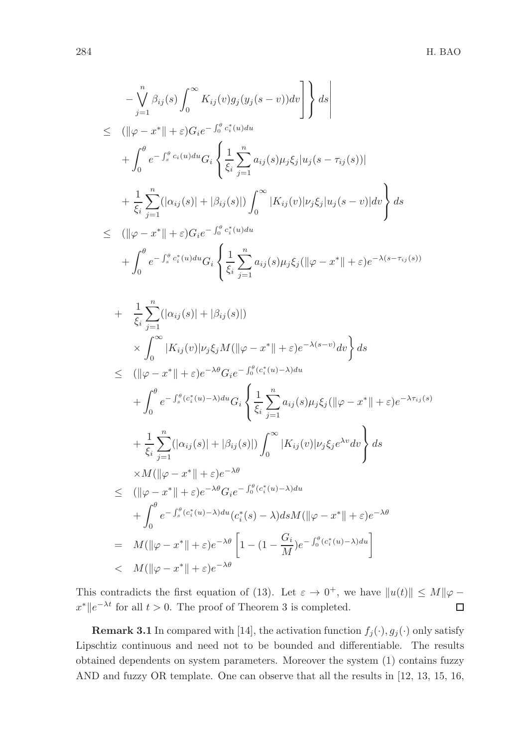$$
\left. - \bigvee_{j=1}^{n} \beta_{ij}(s) \int_0^\infty K_{ij}(v) g_j(y_j(s-v)) dv \Bigg] \Bigg\} ds \right|
$$

$$
\begin{aligned}
&\leq (\|\varphi - x^*\| + \varepsilon) G_i e^{-\int_0^\theta c_i^*(u) du} \\
&\quad + \int_0^\theta e^{-\int_s^\theta c_i(u) du} G_i \left\{ \frac{1}{\xi_i} \sum_{j=1}^{n} a_{ij}(s) \mu_j \xi_j |u_j(s - \tau_{ij}(s))| \right. \\
&\quad \left. + \frac{1}{\xi_i} \sum_{j=1}^{n} (|\alpha_{ij}(s)| + |\beta_{ij}(s)|) \int_0^\infty |K_{ij}(v)| \nu_j \xi_j |u_j(s-v)| dv \right\} ds \\
&\leq (\|\varphi - x^*\| + \varepsilon) G_i e^{-\int_0^\theta c_i^*(u) du} \\
&\quad + \int_0^\theta e^{-\int_s^\theta c_i^*(u) du} G_i \left\{ \frac{1}{\xi_i} \sum_{j=1}^{n} a_{ij}(s) \mu_j \xi_j (\|\varphi - x^*\| + \varepsilon) e^{-\lambda(s - \tau_{ij}(s))} \right. \\
&\quad + \frac{1}{\xi_i} \sum_{j=1}^{n} (|\alpha_{ij}(s)| + |\beta_{ij}(s)|) \\
&\quad \left. \times \int_0^\infty |K_{ij}(v)| \nu_j \xi_j M (\|\varphi - x^*\| + \varepsilon) e^{-\lambda(s-v)} dv \right\} ds \\
&\leq (\|\varphi - x^*\| + \varepsilon) e^{-\lambda\theta} G_i e^{-\int_0^\theta (c_i^*(u) - \lambda) du} \\
&\quad + \int_0^\theta e^{-\int_s^\theta (c_i^*(u) - \lambda) du} G_i \left\{ \frac{1}{\xi_i} \sum_{j=1}^{n} a_{ij}(s) \mu_j \xi_j (\|\varphi - x^*\| + \varepsilon) e^{-\lambda \tau_{ij}(s)} \right. \\
&\quad \left. + \frac{1}{\xi_i} \sum_{j=1}^{n} (|\alpha_{ij}(s)| + |\beta_{ij}(s)|) \int_0^\infty |K_{ij}(v)| \nu_j \xi_j e^{\lambda v} dv \right\} ds \\
&\quad \times M (\|\varphi - x^*\| + \varepsilon) e^{-\lambda\theta} \\
&\leq (\|\varphi - x^*\| + \varepsilon) e^{-\lambda\theta} G_i e^{-\int_0^\theta (c_i^*(u) - \lambda) du} \\
&\quad + \int_0^\theta e^{-\int_s^\theta (c_i^*(u) - \lambda) du} (c_i^*(s) - \lambda) ds M (\|\varphi - x^*\| + \varepsilon) e^{-\lambda\theta} \\
&= M (\|\varphi - x^*\| + \varepsilon) e^{-\lambda\theta} \left[ 1 - (1 - \frac{G_i}{M}) e^{-\int_0^\theta (c_i^*(u) - \lambda) du} \right] \\
&< M (\|\varphi - x^*\| + \varepsilon) e^{-\lambda\theta}
\end{aligned}
$$

This contradicts the first equation of (13). Let $\varepsilon \to 0^+$, we have $\|u(t)\| \leq M\|\varphi - x^*\|e^{-\lambda t}$ for all $t > 0$. The proof of Theorem 3 is completed. □

**Remark 3.1** In compared with [14], the activation function $f_j(\cdot), g_j(\cdot)$ only satisfy Lipschtiz continuous and need not to be bounded and differentiable. The results obtained dependents on system parameters. Moreover the system (1) contains fuzzy AND and fuzzy OR template. One can observe that all the results in [12, 13, 15, 16,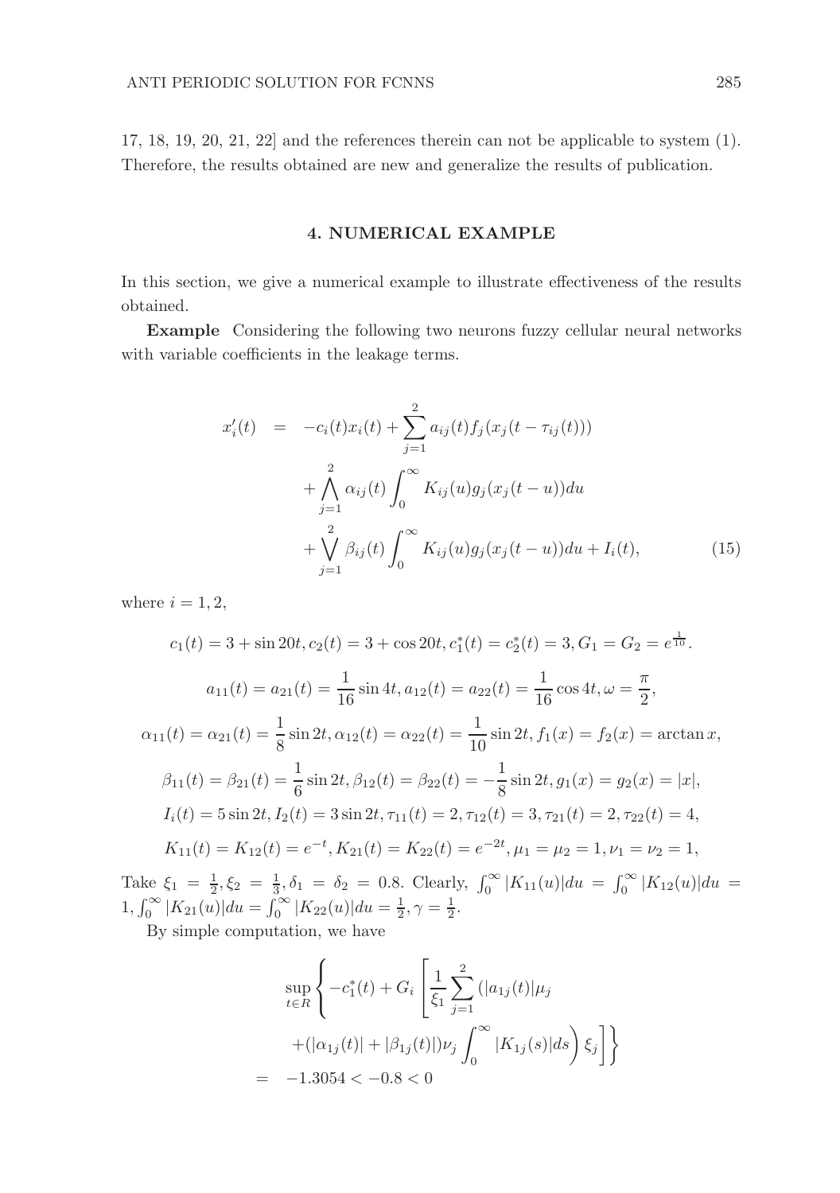17, 18, 19, 20, 21, 22] and the references therein can not be applicable to system (1). Therefore, the results obtained are new and generalize the results of publication.

## 4. NUMERICAL EXAMPLE

In this section, we give a numerical example to illustrate effectiveness of the results obtained.

**Example** Considering the following two neurons fuzzy cellular neural networks with variable coefficients in the leakage terms.

$$
\begin{aligned}
x_i'(t) &= -c_i(t)x_i(t) + \sum_{j=1}^{2} a_{ij}(t) f_j(x_j(t-\tau_{ij}(t))) \\
&\quad + \bigwedge_{j=1}^{2} \alpha_{ij}(t) \int_0^\infty K_{ij}(u) g_j(x_j(t-u))du \\
&\quad + \bigvee_{j=1}^{2} \beta_{ij}(t) \int_0^\infty K_{ij}(u) g_j(x_j(t-u))du + I_i(t), \qquad (15)
\end{aligned}
$$

where $i = 1, 2$,

$$c_1(t) = 3 + \sin 20t, c_2(t) = 3 + \cos 20t, c_1^*(t) = c_2^*(t) = 3, G_1 = G_2 = e^{\frac{1}{10}}.$$

$$a_{11}(t) = a_{21}(t) = \frac{1}{16}\sin 4t, a_{12}(t) = a_{22}(t) = \frac{1}{16}\cos 4t, \omega = \frac{\pi}{2},$$

$$\alpha_{11}(t) = \alpha_{21}(t) = \frac{1}{8}\sin 2t, \alpha_{12}(t) = \alpha_{22}(t) = \frac{1}{10}\sin 2t, f_1(x) = f_2(x) = \arctan x,$$

$$\beta_{11}(t) = \beta_{21}(t) = \frac{1}{6}\sin 2t, \beta_{12}(t) = \beta_{22}(t) = -\frac{1}{8}\sin 2t, g_1(x) = g_2(x) = |x|,$$

$$I_i(t) = 5\sin 2t, I_2(t) = 3\sin 2t, \tau_{11}(t) = 2, \tau_{12}(t) = 3, \tau_{21}(t) = 2, \tau_{22}(t) = 4,$$

$$K_{11}(t) = K_{12}(t) = e^{-t}, K_{21}(t) = K_{22}(t) = e^{-2t}, \mu_1 = \mu_2 = 1, \nu_1 = \nu_2 = 1,$$

Take $\xi_1 = \frac{1}{2}, \xi_2 = \frac{1}{3}, \delta_1 = \delta_2 = 0.8$. Clearly, $\int_0^\infty |K_{11}(u)|du = \int_0^\infty |K_{12}(u)|du = 1, \int_0^\infty |K_{21}(u)|du = \int_0^\infty |K_{22}(u)|du = \frac{1}{2}, \gamma = \frac{1}{2}$.

By simple computation, we have

$$
\begin{aligned}
& \sup_{t\in R} \Bigg\{ -c_1^*(t) + G_i \Bigg[ \frac{1}{\xi_1} \sum_{j=1}^{2} (|a_{1j}(t)|\mu_j \\
& \quad + (|\alpha_{1j}(t)| + |\beta_{1j}(t)|)\nu_j \int_0^\infty |K_{1j}(s)|ds \Big) \xi_j \Bigg] \Bigg\} \\
= & \quad -1.3054 < -0.8 < 0
\end{aligned}
$$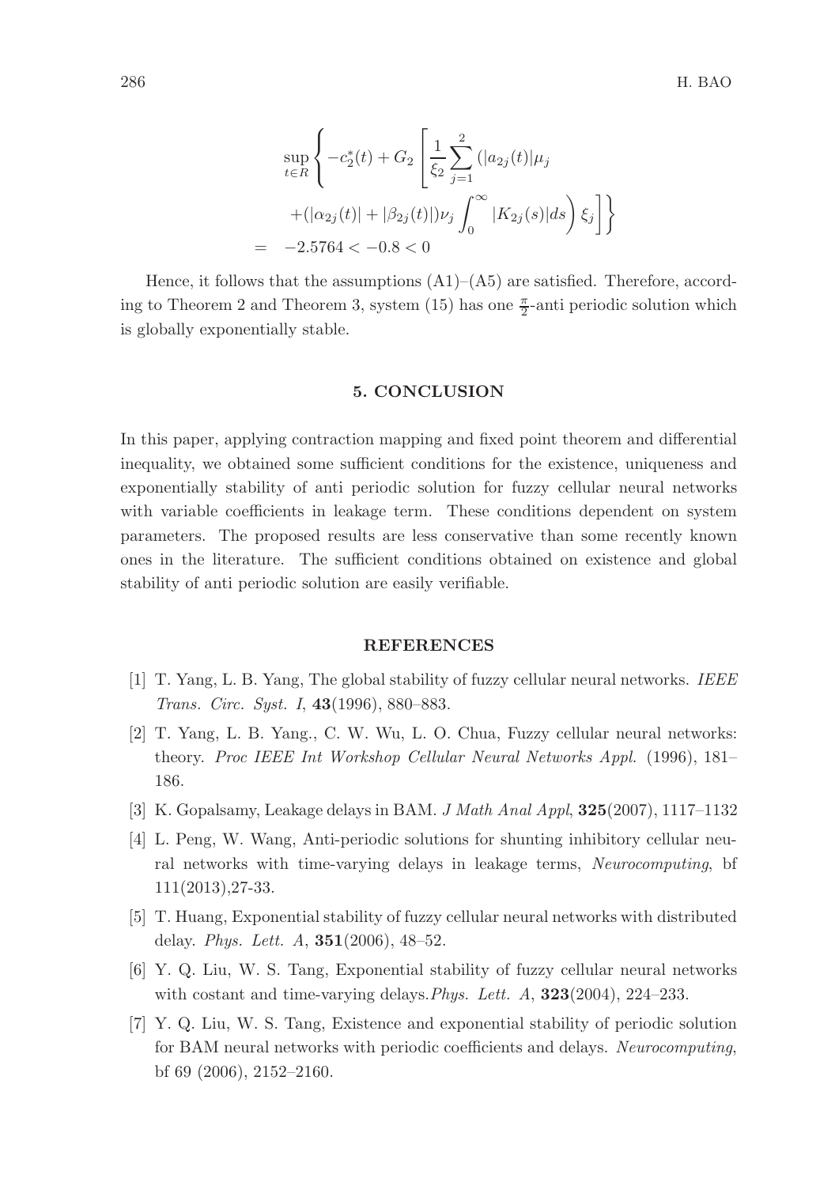$$
\begin{aligned}
&\sup_{t\in R}\left\{-c_2^*(t)+G_2\left[\frac{1}{\xi_2}\sum_{j=1}^{2}\left(|a_{2j}(t)|\mu_j\right.\right.\right.\\
&\qquad\left.\left.\left.+(|\alpha_{2j}(t)|+|\beta_{2j}(t)|)\nu_j\int_0^\infty|K_{2j}(s)|ds\right)\xi_j\right]\right\}\\
&= \quad -2.5764<-0.8<0
\end{aligned}
$$

Hence, it follows that the assumptions (A1)–(A5) are satisfied. Therefore, according to Theorem 2 and Theorem 3, system (15) has one $\frac{\pi}{2}$-anti periodic solution which is globally exponentially stable.

## 5. CONCLUSION

In this paper, applying contraction mapping and fixed point theorem and differential inequality, we obtained some sufficient conditions for the existence, uniqueness and exponentially stability of anti periodic solution for fuzzy cellular neural networks with variable coefficients in leakage term. These conditions dependent on system parameters. The proposed results are less conservative than some recently known ones in the literature. The sufficient conditions obtained on existence and global stability of anti periodic solution are easily verifiable.

## REFERENCES

[1] T. Yang, L. B. Yang, The global stability of fuzzy cellular neural networks. *IEEE Trans. Circ. Syst. I*, **43**(1996), 880–883.

[2] T. Yang, L. B. Yang., C. W. Wu, L. O. Chua, Fuzzy cellular neural networks: theory. *Proc IEEE Int Workshop Cellular Neural Networks Appl.* (1996), 181–186.

[3] K. Gopalsamy, Leakage delays in BAM. *J Math Anal Appl*, **325**(2007), 1117–1132

[4] L. Peng, W. Wang, Anti-periodic solutions for shunting inhibitory cellular neural networks with time-varying delays in leakage terms, *Neurocomputing*, bf 111(2013),27-33.

[5] T. Huang, Exponential stability of fuzzy cellular neural networks with distributed delay. *Phys. Lett. A*, **351**(2006), 48–52.

[6] Y. Q. Liu, W. S. Tang, Exponential stability of fuzzy cellular neural networks with costant and time-varying delays.*Phys. Lett. A*, **323**(2004), 224–233.

[7] Y. Q. Liu, W. S. Tang, Existence and exponential stability of periodic solution for BAM neural networks with periodic coefficients and delays. *Neurocomputing*, bf 69 (2006), 2152–2160.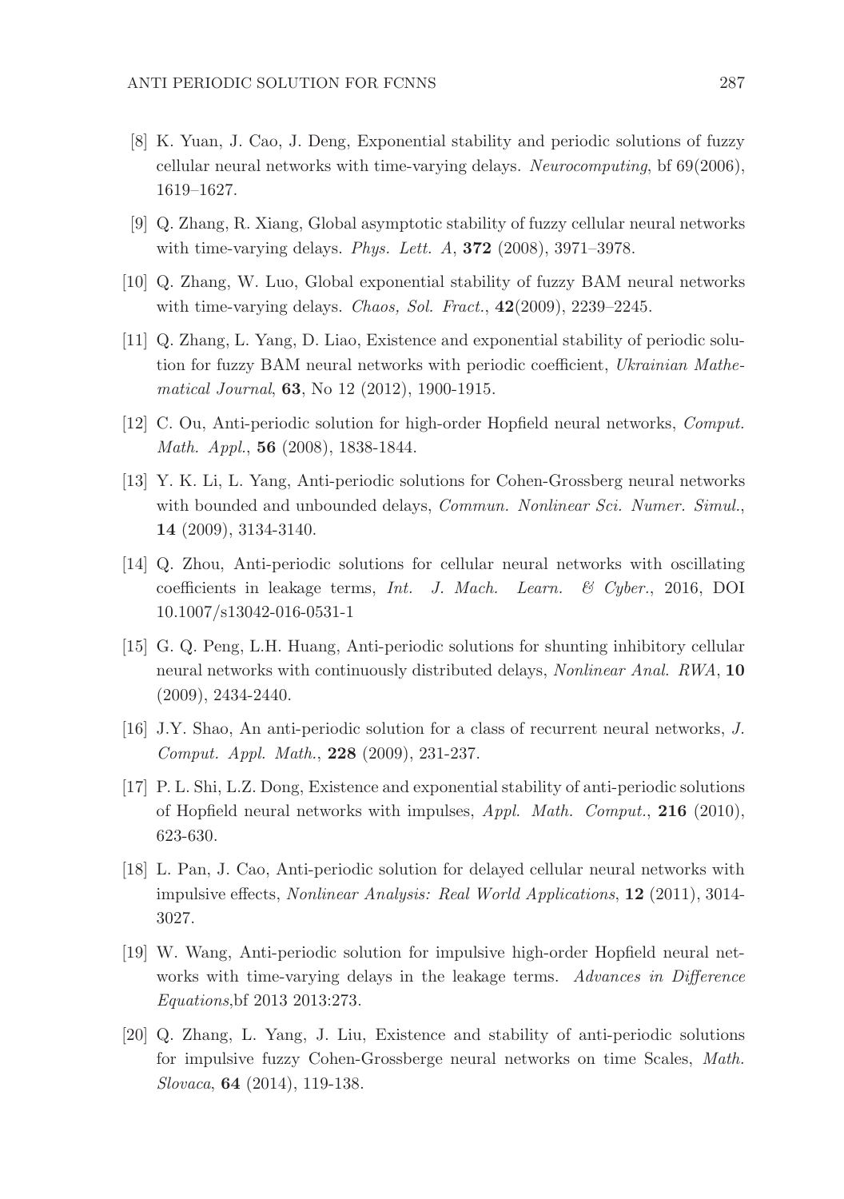[8] K. Yuan, J. Cao, J. Deng, Exponential stability and periodic solutions of fuzzy cellular neural networks with time-varying delays. *Neurocomputing*, bf 69(2006), 1619–1627.

[9] Q. Zhang, R. Xiang, Global asymptotic stability of fuzzy cellular neural networks with time-varying delays. *Phys. Lett. A*, **372** (2008), 3971–3978.

[10] Q. Zhang, W. Luo, Global exponential stability of fuzzy BAM neural networks with time-varying delays. *Chaos, Sol. Fract.*, **42**(2009), 2239–2245.

[11] Q. Zhang, L. Yang, D. Liao, Existence and exponential stability of periodic solution for fuzzy BAM neural networks with periodic coefficient, *Ukrainian Mathematical Journal*, **63**, No 12 (2012), 1900-1915.

[12] C. Ou, Anti-periodic solution for high-order Hopfield neural networks, *Comput. Math. Appl.*, **56** (2008), 1838-1844.

[13] Y. K. Li, L. Yang, Anti-periodic solutions for Cohen-Grossberg neural networks with bounded and unbounded delays, *Commun. Nonlinear Sci. Numer. Simul.*, **14** (2009), 3134-3140.

[14] Q. Zhou, Anti-periodic solutions for cellular neural networks with oscillating coefficients in leakage terms, *Int. J. Mach. Learn. & Cyber.*, 2016, DOI 10.1007/s13042-016-0531-1

[15] G. Q. Peng, L.H. Huang, Anti-periodic solutions for shunting inhibitory cellular neural networks with continuously distributed delays, *Nonlinear Anal. RWA*, **10** (2009), 2434-2440.

[16] J.Y. Shao, An anti-periodic solution for a class of recurrent neural networks, *J. Comput. Appl. Math.*, **228** (2009), 231-237.

[17] P. L. Shi, L.Z. Dong, Existence and exponential stability of anti-periodic solutions of Hopfield neural networks with impulses, *Appl. Math. Comput.*, **216** (2010), 623-630.

[18] L. Pan, J. Cao, Anti-periodic solution for delayed cellular neural networks with impulsive effects, *Nonlinear Analysis: Real World Applications*, **12** (2011), 3014-3027.

[19] W. Wang, Anti-periodic solution for impulsive high-order Hopfield neural networks with time-varying delays in the leakage terms. *Advances in Difference Equations*,bf 2013 2013:273.

[20] Q. Zhang, L. Yang, J. Liu, Existence and stability of anti-periodic solutions for impulsive fuzzy Cohen-Grossberge neural networks on time Scales, *Math. Slovaca*, **64** (2014), 119-138.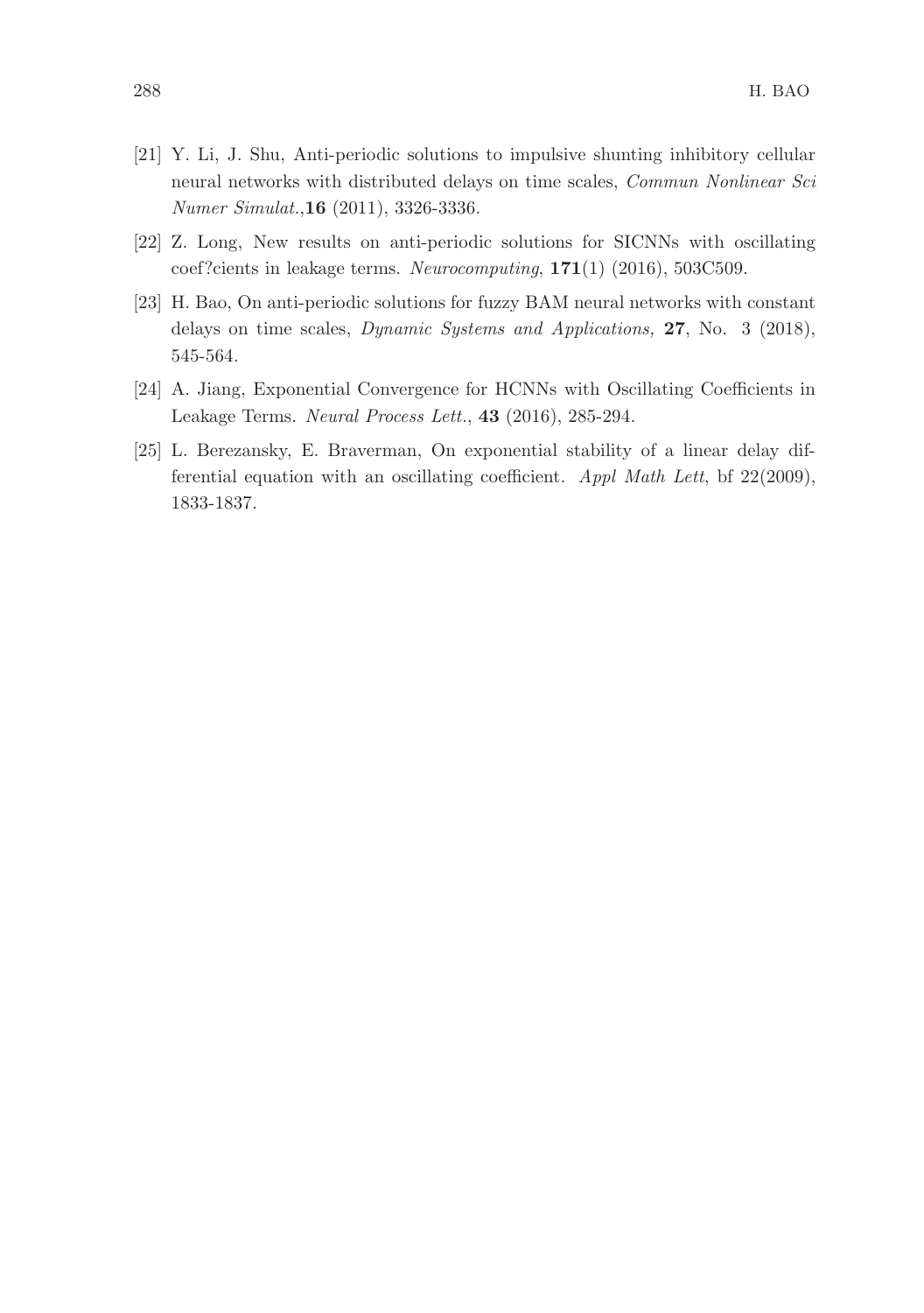[21] Y. Li, J. Shu, Anti-periodic solutions to impulsive shunting inhibitory cellular neural networks with distributed delays on time scales, *Commun Nonlinear Sci Numer Simulat.*,**16** (2011), 3326-3336.

[22] Z. Long, New results on anti-periodic solutions for SICNNs with oscillating coef?cients in leakage terms. *Neurocomputing*, **171**(1) (2016), 503C509.

[23] H. Bao, On anti-periodic solutions for fuzzy BAM neural networks with constant delays on time scales, *Dynamic Systems and Applications,* **27**, No. 3 (2018), 545-564.

[24] A. Jiang, Exponential Convergence for HCNNs with Oscillating Coefficients in Leakage Terms. *Neural Process Lett.*, **43** (2016), 285-294.

[25] L. Berezansky, E. Braverman, On exponential stability of a linear delay differential equation with an oscillating coefficient. *Appl Math Lett*, bf 22(2009), 1833-1837.